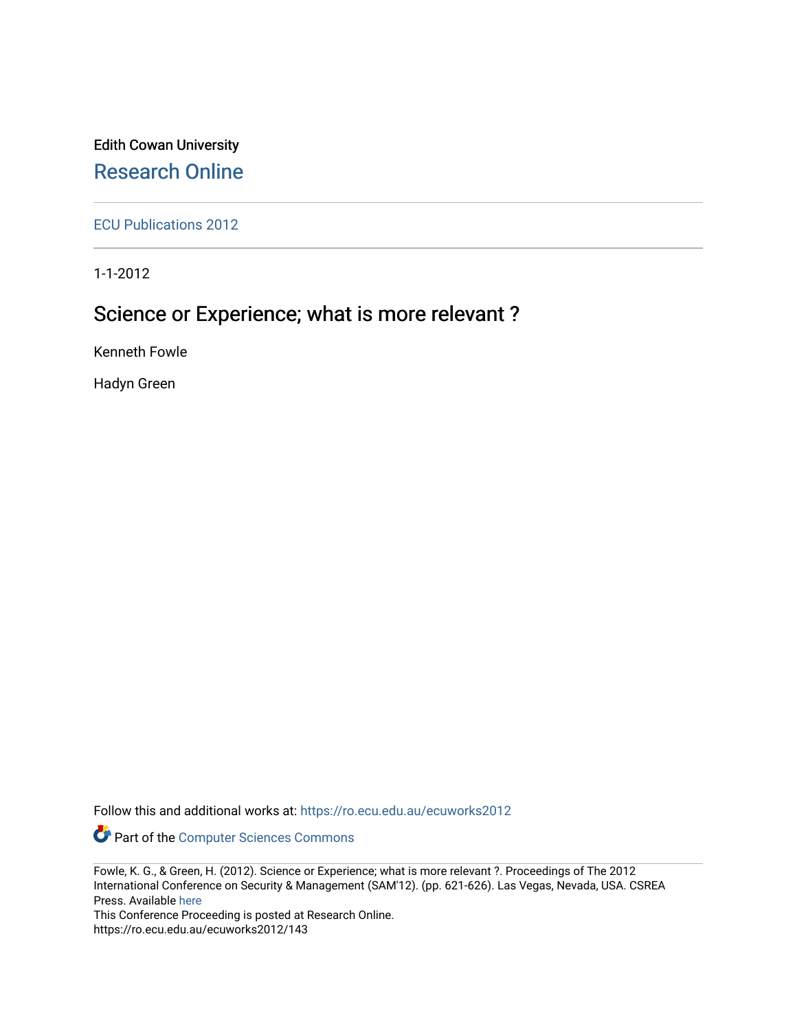Edith Cowan University

Research Online

ECU Publications 2012

1-1-2012

# Science or Experience; what is more relevant ?

Kenneth Fowle

Hadyn Green

Follow this and additional works at: https://ro.ecu.edu.au/ecuworks2012

Part of the Computer Sciences Commons

Fowle, K. G., & Green, H. (2012). Science or Experience; what is more relevant ?. Proceedings of The 2012 International Conference on Security & Management (SAM'12). (pp. 621-626). Las Vegas, Nevada, USA. CSREA Press. Available here

This Conference Proceeding is posted at Research Online.

https://ro.ecu.edu.au/ecuworks2012/143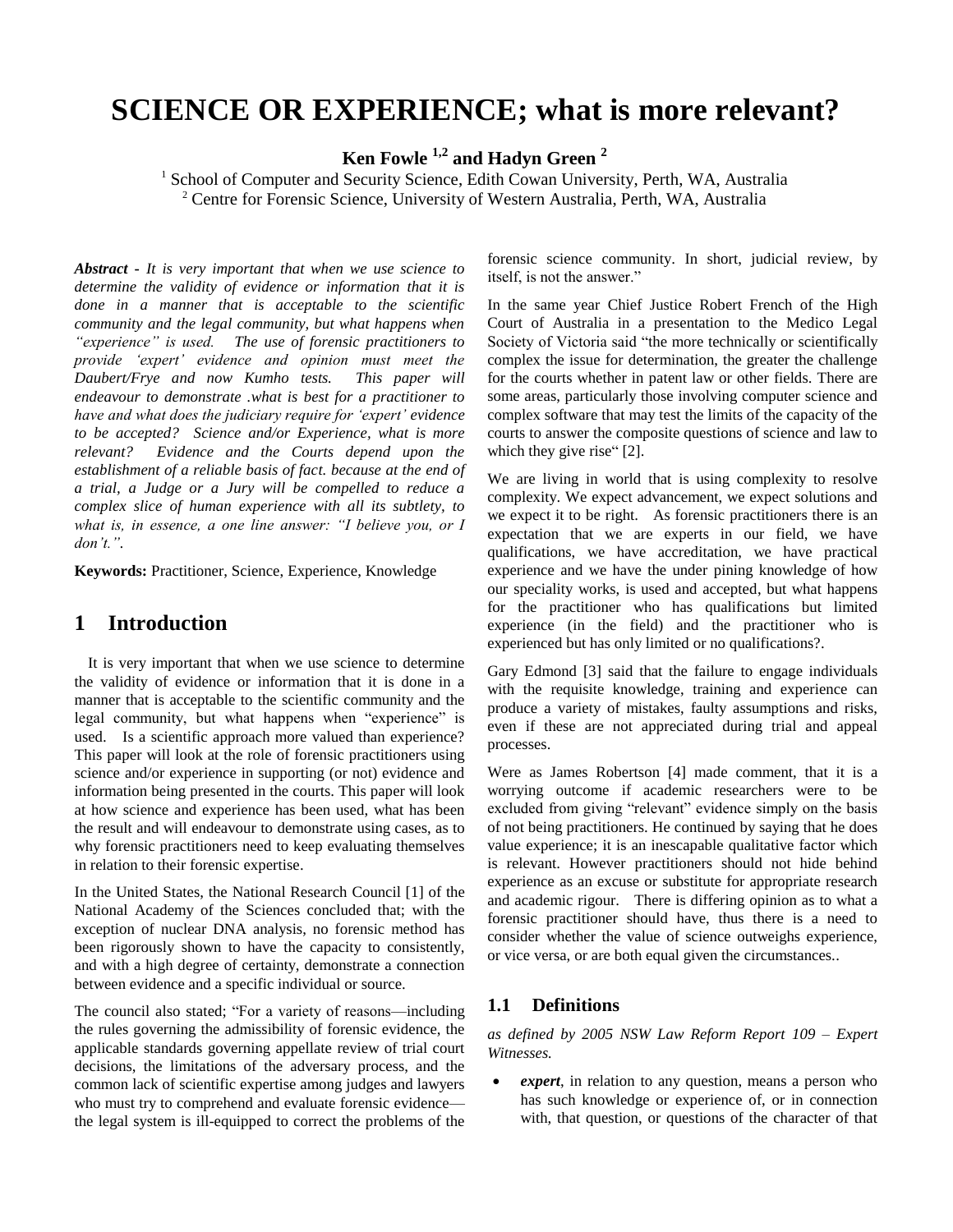# SCIENCE OR EXPERIENCE; what is more relevant?

**Ken Fowle [1,2] and Hadyn Green [2]**

[1] School of Computer and Security Science, Edith Cowan University, Perth, WA, Australia
[2] Centre for Forensic Science, University of Western Australia, Perth, WA, Australia

***Abstract*** *- It is very important that when we use science to determine the validity of evidence or information that it is done in a manner that is acceptable to the scientific community and the legal community, but what happens when "experience" is used. The use of forensic practitioners to provide 'expert' evidence and opinion must meet the Daubert/Frye and now Kumho tests. This paper will endeavour to demonstrate .what is best for a practitioner to have and what does the judiciary require for 'expert' evidence to be accepted? Science and/or Experience, what is more relevant? Evidence and the Courts depend upon the establishment of a reliable basis of fact. because at the end of a trial, a Judge or a Jury will be compelled to reduce a complex slice of human experience with all its subtlety, to what is, in essence, a one line answer: "I believe you, or I don't.".*

**Keywords:** Practitioner, Science, Experience, Knowledge

## 1 Introduction

It is very important that when we use science to determine the validity of evidence or information that it is done in a manner that is acceptable to the scientific community and the legal community, but what happens when "experience" is used. Is a scientific approach more valued than experience? This paper will look at the role of forensic practitioners using science and/or experience in supporting (or not) evidence and information being presented in the courts. This paper will look at how science and experience has been used, what has been the result and will endeavour to demonstrate using cases, as to why forensic practitioners need to keep evaluating themselves in relation to their forensic expertise.

In the United States, the National Research Council [1] of the National Academy of the Sciences concluded that; with the exception of nuclear DNA analysis, no forensic method has been rigorously shown to have the capacity to consistently, and with a high degree of certainty, demonstrate a connection between evidence and a specific individual or source.

The council also stated; "For a variety of reasons—including the rules governing the admissibility of forensic evidence, the applicable standards governing appellate review of trial court decisions, the limitations of the adversary process, and the common lack of scientific expertise among judges and lawyers who must try to comprehend and evaluate forensic evidence—the legal system is ill-equipped to correct the problems of the forensic science community. In short, judicial review, by itself, is not the answer."

In the same year Chief Justice Robert French of the High Court of Australia in a presentation to the Medico Legal Society of Victoria said "the more technically or scientifically complex the issue for determination, the greater the challenge for the courts whether in patent law or other fields. There are some areas, particularly those involving computer science and complex software that may test the limits of the capacity of the courts to answer the composite questions of science and law to which they give rise" [2].

We are living in world that is using complexity to resolve complexity. We expect advancement, we expect solutions and we expect it to be right. As forensic practitioners there is an expectation that we are experts in our field, we have qualifications, we have accreditation, we have practical experience and we have the under pining knowledge of how our speciality works, is used and accepted, but what happens for the practitioner who has qualifications but limited experience (in the field) and the practitioner who is experienced but has only limited or no qualifications?.

Gary Edmond [3] said that the failure to engage individuals with the requisite knowledge, training and experience can produce a variety of mistakes, faulty assumptions and risks, even if these are not appreciated during trial and appeal processes.

Were as James Robertson [4] made comment, that it is a worrying outcome if academic researchers were to be excluded from giving "relevant" evidence simply on the basis of not being practitioners. He continued by saying that he does value experience; it is an inescapable qualitative factor which is relevant. However practitioners should not hide behind experience as an excuse or substitute for appropriate research and academic rigour. There is differing opinion as to what a forensic practitioner should have, thus there is a need to consider whether the value of science outweighs experience, or vice versa, or are both equal given the circumstances..

### 1.1 Definitions

*as defined by 2005 NSW Law Reform Report 109 – Expert Witnesses.*

- ***expert***, in relation to any question, means a person who has such knowledge or experience of, or in connection with, that question, or questions of the character of that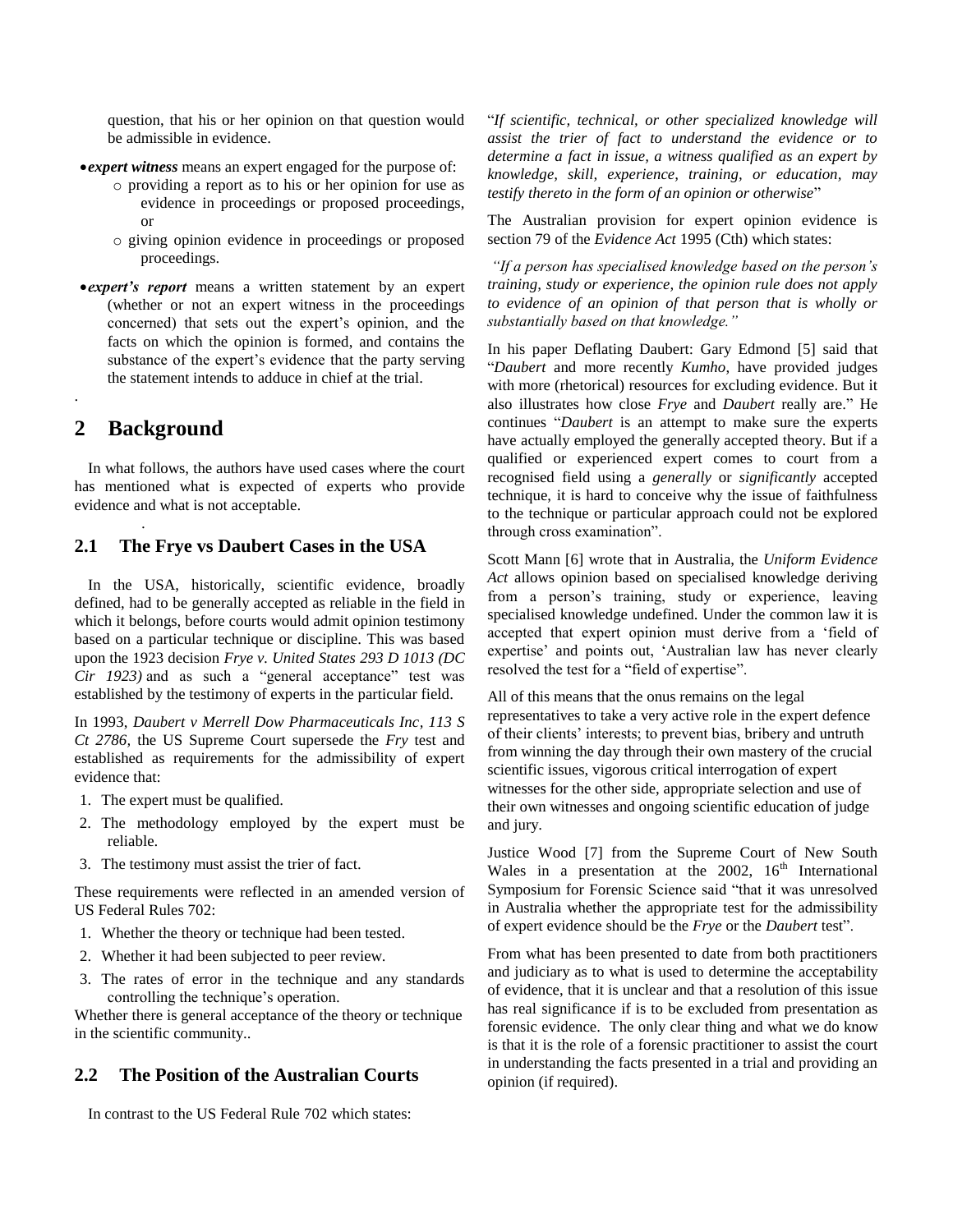question, that his or her opinion on that question would be admissible in evidence.

- ***expert witness*** means an expert engaged for the purpose of:
  - providing a report as to his or her opinion for use as evidence in proceedings or proposed proceedings, or
  - giving opinion evidence in proceedings or proposed proceedings.
- ***expert's report*** means a written statement by an expert (whether or not an expert witness in the proceedings concerned) that sets out the expert's opinion, and the facts on which the opinion is formed, and contains the substance of the expert's evidence that the party serving the statement intends to adduce in chief at the trial.

.

## 2 Background

In what follows, the authors have used cases where the court has mentioned what is expected of experts who provide evidence and what is not acceptable.

.

### 2.1 The Frye vs Daubert Cases in the USA

In the USA, historically, scientific evidence, broadly defined, had to be generally accepted as reliable in the field in which it belongs, before courts would admit opinion testimony based on a particular technique or discipline. This was based upon the 1923 decision *Frye v. United States 293 D 1013 (DC Cir 1923)* and as such a "general acceptance" test was established by the testimony of experts in the particular field.

In 1993, *Daubert v Merrell Dow Pharmaceuticals Inc, 113 S Ct 2786*, the US Supreme Court supersede the *Fry* test and established as requirements for the admissibility of expert evidence that:

1. The expert must be qualified.
2. The methodology employed by the expert must be reliable.
3. The testimony must assist the trier of fact.

These requirements were reflected in an amended version of US Federal Rules 702:

1. Whether the theory or technique had been tested.
2. Whether it had been subjected to peer review.
3. The rates of error in the technique and any standards controlling the technique's operation.

Whether there is general acceptance of the theory or technique in the scientific community..

### 2.2 The Position of the Australian Courts

In contrast to the US Federal Rule 702 which states:

"*If scientific, technical, or other specialized knowledge will assist the trier of fact to understand the evidence or to determine a fact in issue, a witness qualified as an expert by knowledge, skill, experience, training, or education, may testify thereto in the form of an opinion or otherwise*"

The Australian provision for expert opinion evidence is section 79 of the *Evidence Act* 1995 (Cth) which states:

*"If a person has specialised knowledge based on the person's training, study or experience, the opinion rule does not apply to evidence of an opinion of that person that is wholly or substantially based on that knowledge."*

In his paper Deflating Daubert: Gary Edmond [5] said that "*Daubert* and more recently *Kumho*, have provided judges with more (rhetorical) resources for excluding evidence. But it also illustrates how close *Frye* and *Daubert* really are." He continues "*Daubert* is an attempt to make sure the experts have actually employed the generally accepted theory. But if a qualified or experienced expert comes to court from a recognised field using a *generally* or *significantly* accepted technique, it is hard to conceive why the issue of faithfulness to the technique or particular approach could not be explored through cross examination".

Scott Mann [6] wrote that in Australia, the *Uniform Evidence Act* allows opinion based on specialised knowledge deriving from a person's training, study or experience, leaving specialised knowledge undefined. Under the common law it is accepted that expert opinion must derive from a 'field of expertise' and points out, 'Australian law has never clearly resolved the test for a "field of expertise".

All of this means that the onus remains on the legal representatives to take a very active role in the expert defence of their clients' interests; to prevent bias, bribery and untruth from winning the day through their own mastery of the crucial scientific issues, vigorous critical interrogation of expert witnesses for the other side, appropriate selection and use of their own witnesses and ongoing scientific education of judge and jury.

Justice Wood [7] from the Supreme Court of New South Wales in a presentation at the 2002, 16th International Symposium for Forensic Science said "that it was unresolved in Australia whether the appropriate test for the admissibility of expert evidence should be the *Frye* or the *Daubert* test".

From what has been presented to date from both practitioners and judiciary as to what is used to determine the acceptability of evidence, that it is unclear and that a resolution of this issue has real significance if is to be excluded from presentation as forensic evidence. The only clear thing and what we do know is that it is the role of a forensic practitioner to assist the court in understanding the facts presented in a trial and providing an opinion (if required).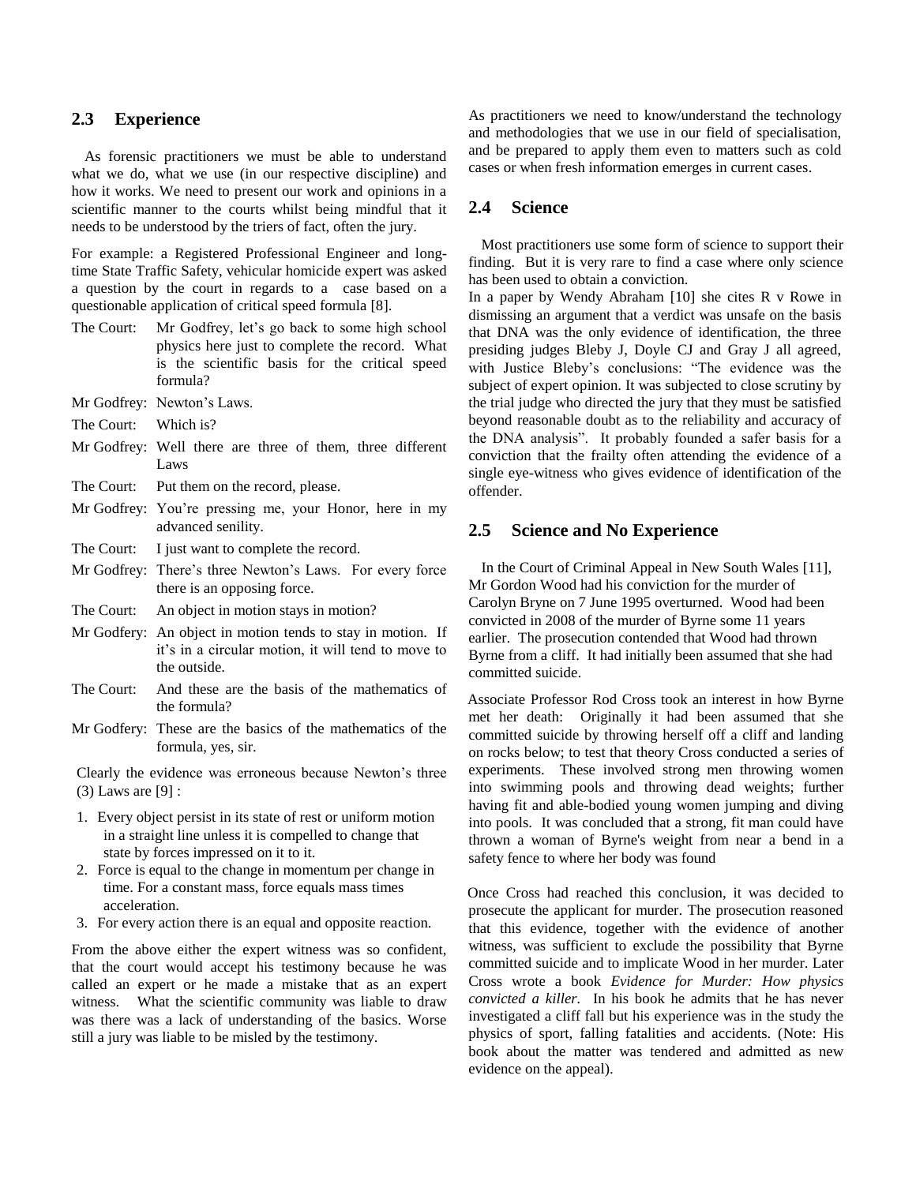## 2.3 Experience

As forensic practitioners we must be able to understand what we do, what we use (in our respective discipline) and how it works. We need to present our work and opinions in a scientific manner to the courts whilst being mindful that it needs to be understood by the triers of fact, often the jury.

For example: a Registered Professional Engineer and long-time State Traffic Safety, vehicular homicide expert was asked a question by the court in regards to a case based on a questionable application of critical speed formula [8].

The Court: Mr Godfrey, let's go back to some high school physics here just to complete the record. What is the scientific basis for the critical speed formula?

Mr Godfrey: Newton's Laws.

The Court: Which is?

Mr Godfrey: Well there are three of them, three different Laws

The Court: Put them on the record, please.

Mr Godfrey: You're pressing me, your Honor, here in my advanced senility.

The Court: I just want to complete the record.

Mr Godfrey: There's three Newton's Laws. For every force there is an opposing force.

The Court: An object in motion stays in motion?

Mr Godfery: An object in motion tends to stay in motion. If it's in a circular motion, it will tend to move to the outside.

The Court: And these are the basis of the mathematics of the formula?

Mr Godfery: These are the basics of the mathematics of the formula, yes, sir.

Clearly the evidence was erroneous because Newton's three (3) Laws are [9] :

1. Every object persist in its state of rest or uniform motion in a straight line unless it is compelled to change that state by forces impressed on it to it.
2. Force is equal to the change in momentum per change in time. For a constant mass, force equals mass times acceleration.
3. For every action there is an equal and opposite reaction.

From the above either the expert witness was so confident, that the court would accept his testimony because he was called an expert or he made a mistake that as an expert witness. What the scientific community was liable to draw was there was a lack of understanding of the basics. Worse still a jury was liable to be misled by the testimony.

As practitioners we need to know/understand the technology and methodologies that we use in our field of specialisation, and be prepared to apply them even to matters such as cold cases or when fresh information emerges in current cases.

## 2.4 Science

Most practitioners use some form of science to support their finding. But it is very rare to find a case where only science has been used to obtain a conviction.

In a paper by Wendy Abraham [10] she cites R v Rowe in dismissing an argument that a verdict was unsafe on the basis that DNA was the only evidence of identification, the three presiding judges Bleby J, Doyle CJ and Gray J all agreed, with Justice Bleby's conclusions: "The evidence was the subject of expert opinion. It was subjected to close scrutiny by the trial judge who directed the jury that they must be satisfied beyond reasonable doubt as to the reliability and accuracy of the DNA analysis". It probably founded a safer basis for a conviction that the frailty often attending the evidence of a single eye-witness who gives evidence of identification of the offender.

## 2.5 Science and No Experience

In the Court of Criminal Appeal in New South Wales [11], Mr Gordon Wood had his conviction for the murder of Carolyn Bryne on 7 June 1995 overturned. Wood had been convicted in 2008 of the murder of Byrne some 11 years earlier. The prosecution contended that Wood had thrown Byrne from a cliff. It had initially been assumed that she had committed suicide.

Associate Professor Rod Cross took an interest in how Byrne met her death: Originally it had been assumed that she committed suicide by throwing herself off a cliff and landing on rocks below; to test that theory Cross conducted a series of experiments. These involved strong men throwing women into swimming pools and throwing dead weights; further having fit and able-bodied young women jumping and diving into pools. It was concluded that a strong, fit man could have thrown a woman of Byrne's weight from near a bend in a safety fence to where her body was found

Once Cross had reached this conclusion, it was decided to prosecute the applicant for murder. The prosecution reasoned that this evidence, together with the evidence of another witness, was sufficient to exclude the possibility that Byrne committed suicide and to implicate Wood in her murder. Later Cross wrote a book *Evidence for Murder: How physics convicted a killer.* In his book he admits that he has never investigated a cliff fall but his experience was in the study the physics of sport, falling fatalities and accidents. (Note: His book about the matter was tendered and admitted as new evidence on the appeal).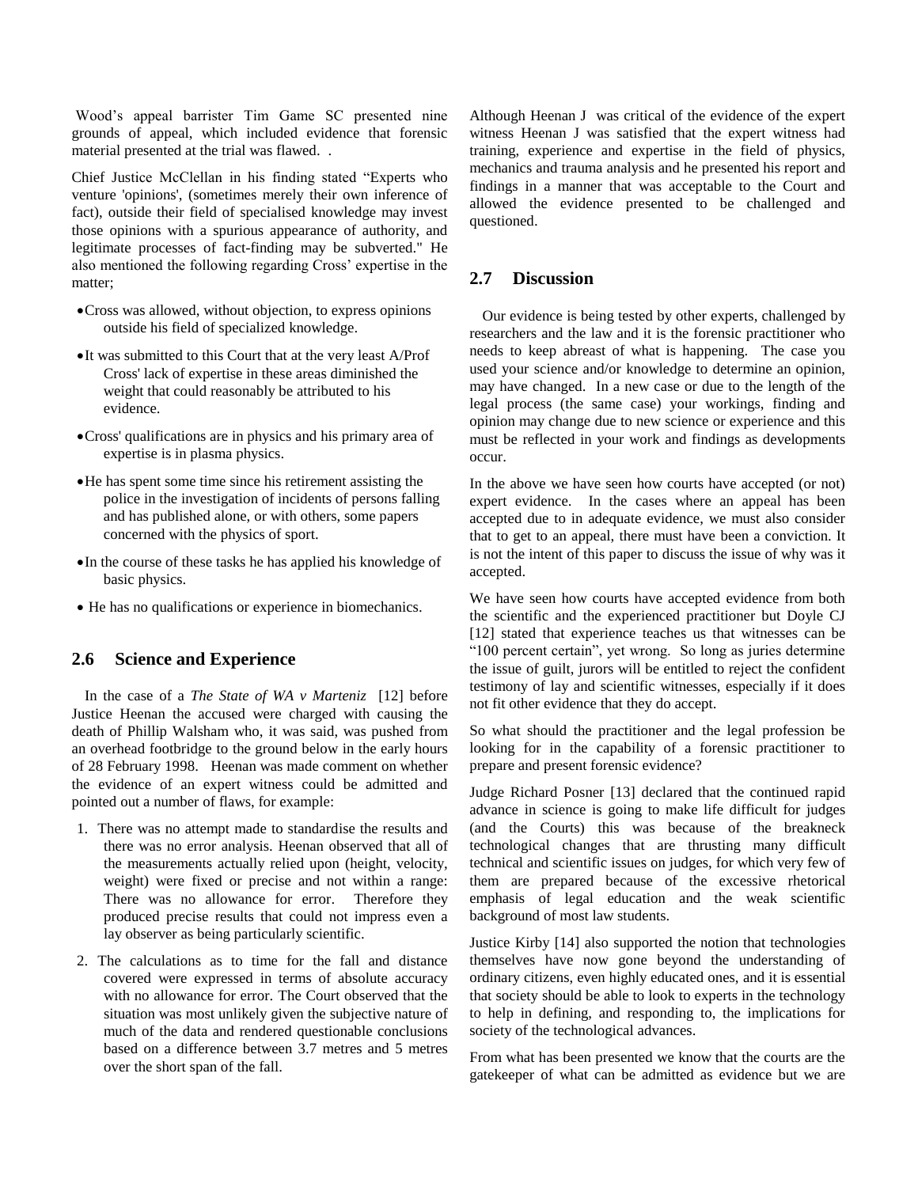Wood's appeal barrister Tim Game SC presented nine grounds of appeal, which included evidence that forensic material presented at the trial was flawed. .

Chief Justice McClellan in his finding stated "Experts who venture 'opinions', (sometimes merely their own inference of fact), outside their field of specialised knowledge may invest those opinions with a spurious appearance of authority, and legitimate processes of fact-finding may be subverted." He also mentioned the following regarding Cross' expertise in the matter;

- Cross was allowed, without objection, to express opinions outside his field of specialized knowledge.
- It was submitted to this Court that at the very least A/Prof Cross' lack of expertise in these areas diminished the weight that could reasonably be attributed to his evidence.
- Cross' qualifications are in physics and his primary area of expertise is in plasma physics.
- He has spent some time since his retirement assisting the police in the investigation of incidents of persons falling and has published alone, or with others, some papers concerned with the physics of sport.
- In the course of these tasks he has applied his knowledge of basic physics.
- He has no qualifications or experience in biomechanics.

## 2.6 Science and Experience

In the case of a *The State of WA v Marteniz* [12] before Justice Heenan the accused were charged with causing the death of Phillip Walsham who, it was said, was pushed from an overhead footbridge to the ground below in the early hours of 28 February 1998. Heenan was made comment on whether the evidence of an expert witness could be admitted and pointed out a number of flaws, for example:

1. There was no attempt made to standardise the results and there was no error analysis. Heenan observed that all of the measurements actually relied upon (height, velocity, weight) were fixed or precise and not within a range: There was no allowance for error. Therefore they produced precise results that could not impress even a lay observer as being particularly scientific.
2. The calculations as to time for the fall and distance covered were expressed in terms of absolute accuracy with no allowance for error. The Court observed that the situation was most unlikely given the subjective nature of much of the data and rendered questionable conclusions based on a difference between 3.7 metres and 5 metres over the short span of the fall.

Although Heenan J was critical of the evidence of the expert witness Heenan J was satisfied that the expert witness had training, experience and expertise in the field of physics, mechanics and trauma analysis and he presented his report and findings in a manner that was acceptable to the Court and allowed the evidence presented to be challenged and questioned.

## 2.7 Discussion

Our evidence is being tested by other experts, challenged by researchers and the law and it is the forensic practitioner who needs to keep abreast of what is happening. The case you used your science and/or knowledge to determine an opinion, may have changed. In a new case or due to the length of the legal process (the same case) your workings, finding and opinion may change due to new science or experience and this must be reflected in your work and findings as developments occur.

In the above we have seen how courts have accepted (or not) expert evidence. In the cases where an appeal has been accepted due to in adequate evidence, we must also consider that to get to an appeal, there must have been a conviction. It is not the intent of this paper to discuss the issue of why was it accepted.

We have seen how courts have accepted evidence from both the scientific and the experienced practitioner but Doyle CJ [12] stated that experience teaches us that witnesses can be "100 percent certain", yet wrong. So long as juries determine the issue of guilt, jurors will be entitled to reject the confident testimony of lay and scientific witnesses, especially if it does not fit other evidence that they do accept.

So what should the practitioner and the legal profession be looking for in the capability of a forensic practitioner to prepare and present forensic evidence?

Judge Richard Posner [13] declared that the continued rapid advance in science is going to make life difficult for judges (and the Courts) this was because of the breakneck technological changes that are thrusting many difficult technical and scientific issues on judges, for which very few of them are prepared because of the excessive rhetorical emphasis of legal education and the weak scientific background of most law students.

Justice Kirby [14] also supported the notion that technologies themselves have now gone beyond the understanding of ordinary citizens, even highly educated ones, and it is essential that society should be able to look to experts in the technology to help in defining, and responding to, the implications for society of the technological advances.

From what has been presented we know that the courts are the gatekeeper of what can be admitted as evidence but we are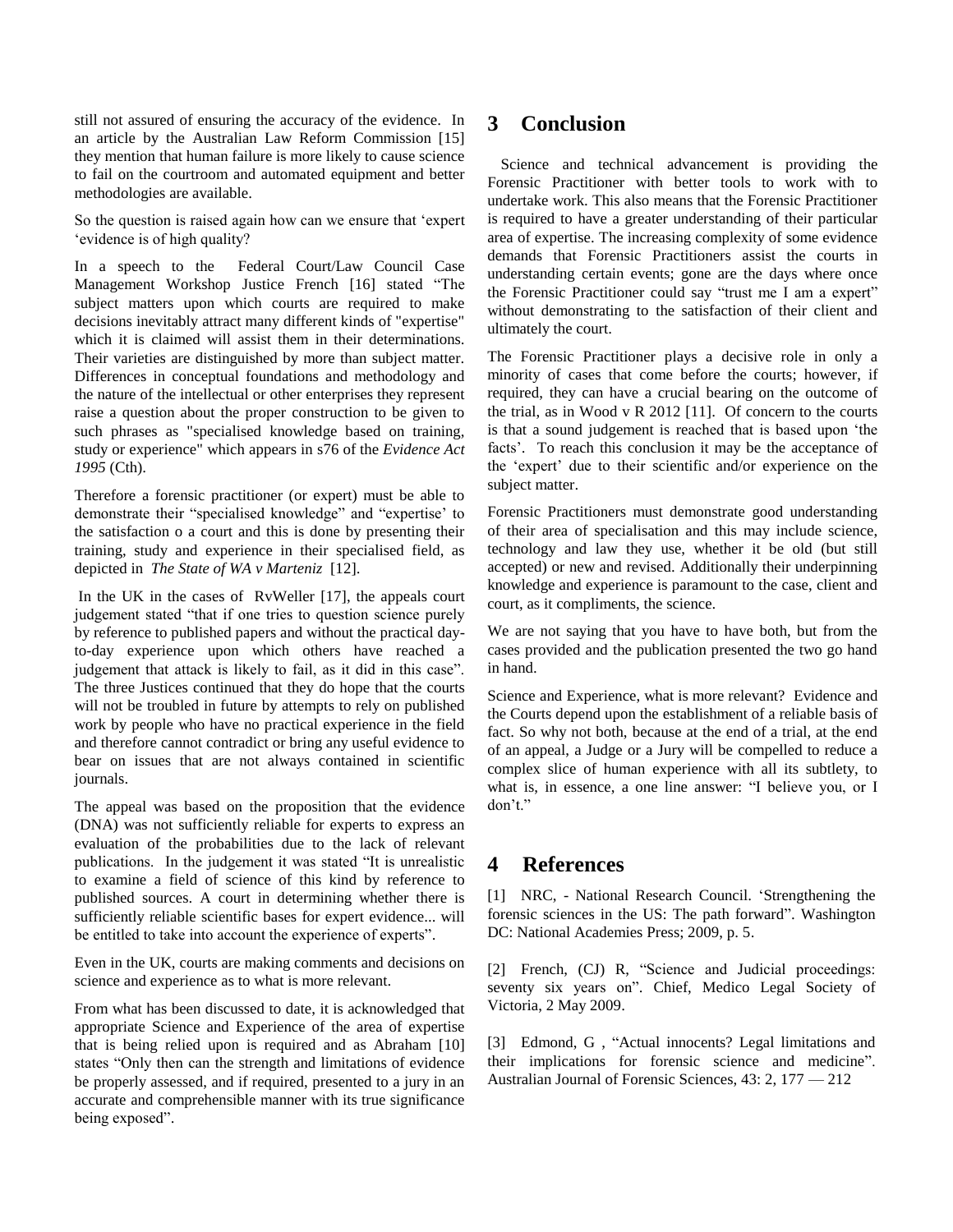still not assured of ensuring the accuracy of the evidence. In an article by the Australian Law Reform Commission [15] they mention that human failure is more likely to cause science to fail on the courtroom and automated equipment and better methodologies are available.

So the question is raised again how can we ensure that 'expert 'evidence is of high quality?

In a speech to the Federal Court/Law Council Case Management Workshop Justice French [16] stated "The subject matters upon which courts are required to make decisions inevitably attract many different kinds of "expertise" which it is claimed will assist them in their determinations. Their varieties are distinguished by more than subject matter. Differences in conceptual foundations and methodology and the nature of the intellectual or other enterprises they represent raise a question about the proper construction to be given to such phrases as "specialised knowledge based on training, study or experience" which appears in s76 of the *Evidence Act 1995* (Cth).

Therefore a forensic practitioner (or expert) must be able to demonstrate their "specialised knowledge" and "expertise' to the satisfaction o a court and this is done by presenting their training, study and experience in their specialised field, as depicted in *The State of WA v Marteniz* [12].

In the UK in the cases of RvWeller [17], the appeals court judgement stated "that if one tries to question science purely by reference to published papers and without the practical day-to-day experience upon which others have reached a judgement that attack is likely to fail, as it did in this case". The three Justices continued that they do hope that the courts will not be troubled in future by attempts to rely on published work by people who have no practical experience in the field and therefore cannot contradict or bring any useful evidence to bear on issues that are not always contained in scientific journals.

The appeal was based on the proposition that the evidence (DNA) was not sufficiently reliable for experts to express an evaluation of the probabilities due to the lack of relevant publications. In the judgement it was stated "It is unrealistic to examine a field of science of this kind by reference to published sources. A court in determining whether there is sufficiently reliable scientific bases for expert evidence... will be entitled to take into account the experience of experts".

Even in the UK, courts are making comments and decisions on science and experience as to what is more relevant.

From what has been discussed to date, it is acknowledged that appropriate Science and Experience of the area of expertise that is being relied upon is required and as Abraham [10] states "Only then can the strength and limitations of evidence be properly assessed, and if required, presented to a jury in an accurate and comprehensible manner with its true significance being exposed".

# 3 Conclusion

Science and technical advancement is providing the Forensic Practitioner with better tools to work with to undertake work. This also means that the Forensic Practitioner is required to have a greater understanding of their particular area of expertise. The increasing complexity of some evidence demands that Forensic Practitioners assist the courts in understanding certain events; gone are the days where once the Forensic Practitioner could say "trust me I am a expert" without demonstrating to the satisfaction of their client and ultimately the court.

The Forensic Practitioner plays a decisive role in only a minority of cases that come before the courts; however, if required, they can have a crucial bearing on the outcome of the trial, as in Wood v R 2012 [11]. Of concern to the courts is that a sound judgement is reached that is based upon 'the facts'. To reach this conclusion it may be the acceptance of the 'expert' due to their scientific and/or experience on the subject matter.

Forensic Practitioners must demonstrate good understanding of their area of specialisation and this may include science, technology and law they use, whether it be old (but still accepted) or new and revised. Additionally their underpinning knowledge and experience is paramount to the case, client and court, as it compliments, the science.

We are not saying that you have to have both, but from the cases provided and the publication presented the two go hand in hand.

Science and Experience, what is more relevant? Evidence and the Courts depend upon the establishment of a reliable basis of fact. So why not both, because at the end of a trial, at the end of an appeal, a Judge or a Jury will be compelled to reduce a complex slice of human experience with all its subtlety, to what is, in essence, a one line answer: "I believe you, or I don't."

# 4 References

[1] NRC, - National Research Council. 'Strengthening the forensic sciences in the US: The path forward". Washington DC: National Academies Press; 2009, p. 5.

[2] French, (CJ) R, "Science and Judicial proceedings: seventy six years on". Chief, Medico Legal Society of Victoria, 2 May 2009.

[3] Edmond, G , "Actual innocents? Legal limitations and their implications for forensic science and medicine". Australian Journal of Forensic Sciences, 43: 2, 177 — 212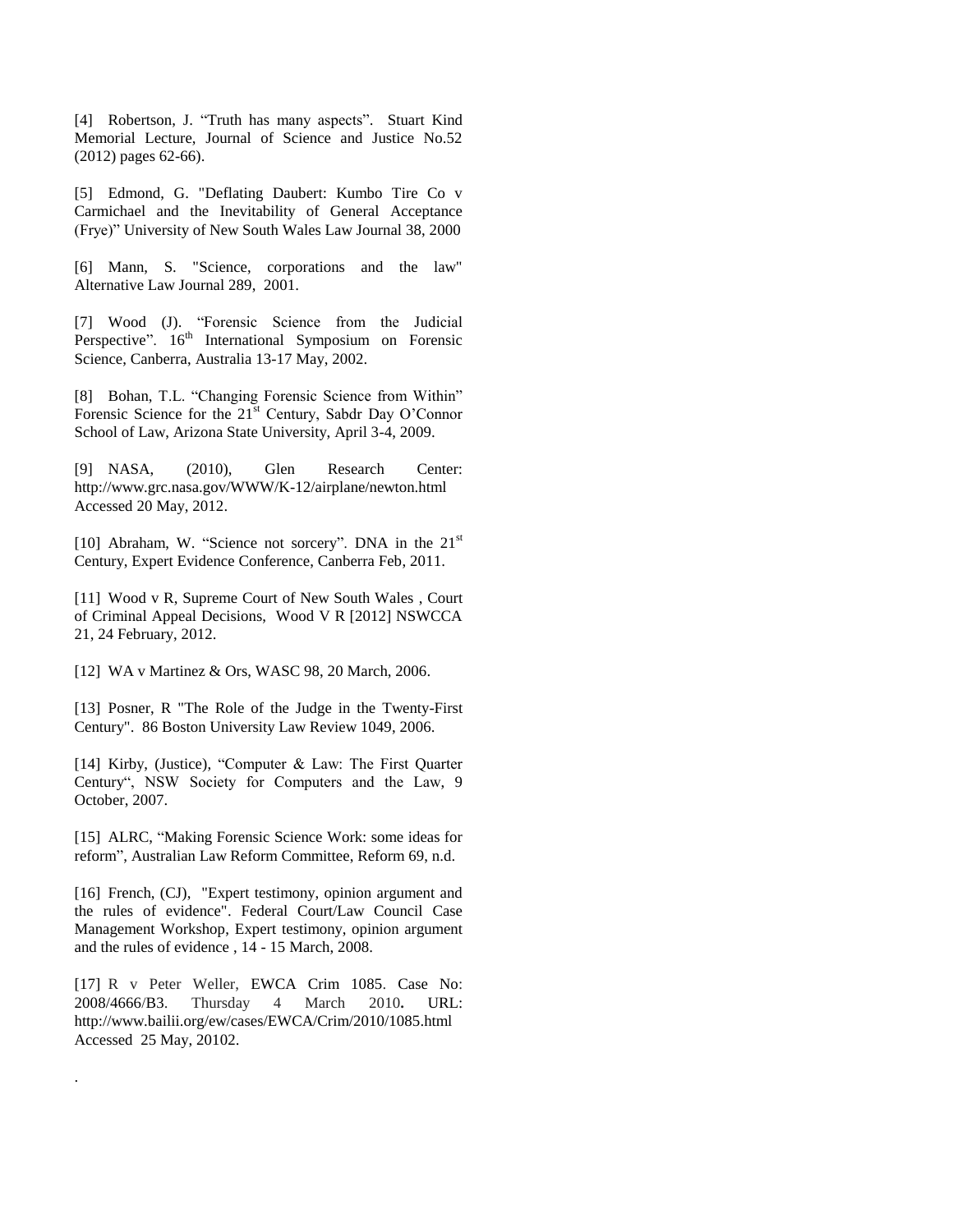[4] Robertson, J. “Truth has many aspects”. Stuart Kind Memorial Lecture, Journal of Science and Justice No.52 (2012) pages 62-66).

[5] Edmond, G. "Deflating Daubert: Kumbo Tire Co v Carmichael and the Inevitability of General Acceptance (Frye)” University of New South Wales Law Journal 38, 2000

[6] Mann, S. "Science, corporations and the law" Alternative Law Journal 289, 2001.

[7] Wood (J). “Forensic Science from the Judicial Perspective”. 16th International Symposium on Forensic Science, Canberra, Australia 13-17 May, 2002.

[8] Bohan, T.L. “Changing Forensic Science from Within” Forensic Science for the 21st Century, Sabdr Day O’Connor School of Law, Arizona State University, April 3-4, 2009.

[9] NASA, (2010), Glen Research Center: http://www.grc.nasa.gov/WWW/K-12/airplane/newton.html Accessed 20 May, 2012.

[10] Abraham, W. “Science not sorcery”. DNA in the 21st Century, Expert Evidence Conference, Canberra Feb, 2011.

[11] Wood v R, Supreme Court of New South Wales , Court of Criminal Appeal Decisions, Wood V R [2012] NSWCCA 21, 24 February, 2012.

[12] WA v Martinez & Ors, WASC 98, 20 March, 2006.

[13] Posner, R "The Role of the Judge in the Twenty-First Century". 86 Boston University Law Review 1049, 2006.

[14] Kirby, (Justice), “Computer & Law: The First Quarter Century“, NSW Society for Computers and the Law, 9 October, 2007.

[15] ALRC, “Making Forensic Science Work: some ideas for reform”, Australian Law Reform Committee, Reform 69, n.d.

[16] French, (CJ), "Expert testimony, opinion argument and the rules of evidence". Federal Court/Law Council Case Management Workshop, Expert testimony, opinion argument and the rules of evidence , 14 - 15 March, 2008.

[17] R v Peter Weller, EWCA Crim 1085. Case No: 2008/4666/B3. Thursday 4 March 2010**.** URL: http://www.bailii.org/ew/cases/EWCA/Crim/2010/1085.html Accessed 25 May, 20102.

.